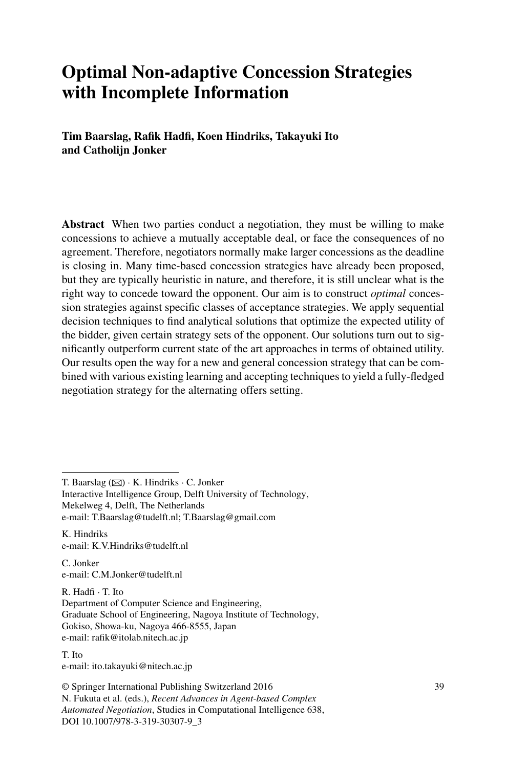# Optimal Non-adaptive Concession Strategies with Incomplete Information

**Tim Baarslag, Rafik Hadfi, Koen Hindriks, Takayuki Ito and Catholijn Jonker**

**Abstract** When two parties conduct a negotiation, they must be willing to make concessions to achieve a mutually acceptable deal, or face the consequences of no agreement. Therefore, negotiators normally make larger concessions as the deadline is closing in. Many time-based concession strategies have already been proposed, but they are typically heuristic in nature, and therefore, it is still unclear what is the right way to concede toward the opponent. Our aim is to construct *optimal* concession strategies against specific classes of acceptance strategies. We apply sequential decision techniques to find analytical solutions that optimize the expected utility of the bidder, given certain strategy sets of the opponent. Our solutions turn out to significantly outperform current state of the art approaches in terms of obtained utility. Our results open the way for a new and general concession strategy that can be combined with various existing learning and accepting techniques to yield a fully-fledged negotiation strategy for the alternating offers setting.

---

T. Baarslag (✉) · K. Hindriks · C. Jonker
Interactive Intelligence Group, Delft University of Technology,
Mekelweg 4, Delft, The Netherlands
e-mail: T.Baarslag@tudelft.nl; T.Baarslag@gmail.com

K. Hindriks
e-mail: K.V.Hindriks@tudelft.nl

C. Jonker
e-mail: C.M.Jonker@tudelft.nl

R. Hadfi · T. Ito
Department of Computer Science and Engineering,
Graduate School of Engineering, Nagoya Institute of Technology,
Gokiso, Showa-ku, Nagoya 466-8555, Japan
e-mail: rafik@itolab.nitech.ac.jp

T. Ito
e-mail: ito.takayuki@nitech.ac.jp

© Springer International Publishing Switzerland 2016
N. Fukuta et al. (eds.), *Recent Advances in Agent-based Complex Automated Negotiation*, Studies in Computational Intelligence 638,
DOI 10.1007/978-3-319-30307-9_3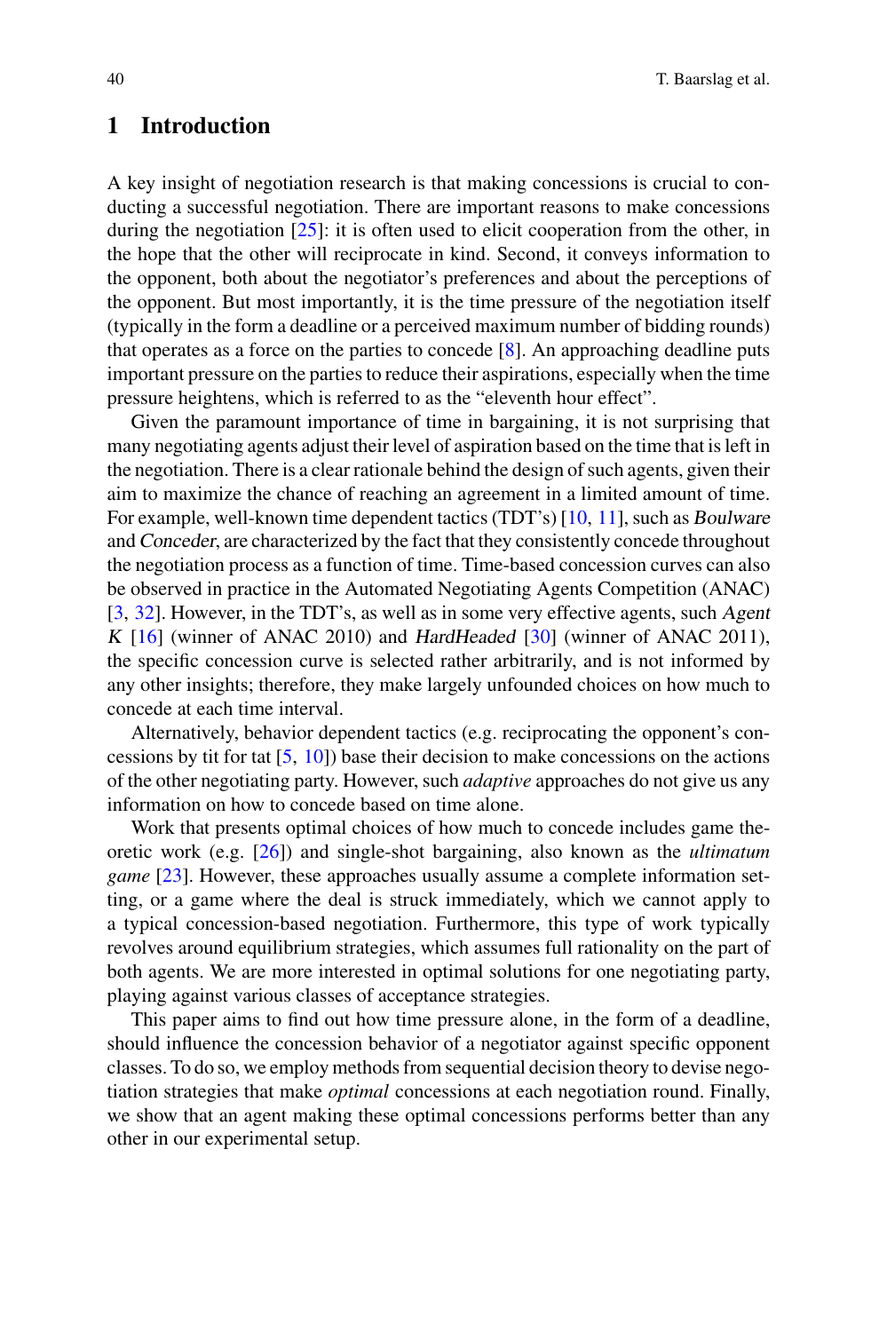## 1 Introduction

A key insight of negotiation research is that making concessions is crucial to conducting a successful negotiation. There are important reasons to make concessions during the negotiation [25]: it is often used to elicit cooperation from the other, in the hope that the other will reciprocate in kind. Second, it conveys information to the opponent, both about the negotiator's preferences and about the perceptions of the opponent. But most importantly, it is the time pressure of the negotiation itself (typically in the form a deadline or a perceived maximum number of bidding rounds) that operates as a force on the parties to concede [8]. An approaching deadline puts important pressure on the parties to reduce their aspirations, especially when the time pressure heightens, which is referred to as the "eleventh hour effect".

Given the paramount importance of time in bargaining, it is not surprising that many negotiating agents adjust their level of aspiration based on the time that is left in the negotiation. There is a clear rationale behind the design of such agents, given their aim to maximize the chance of reaching an agreement in a limited amount of time. For example, well-known time dependent tactics (TDT's) [10, 11], such as *Boulware* and *Conceder*, are characterized by the fact that they consistently concede throughout the negotiation process as a function of time. Time-based concession curves can also be observed in practice in the Automated Negotiating Agents Competition (ANAC) [3, 32]. However, in the TDT's, as well as in some very effective agents, such *Agent K* [16] (winner of ANAC 2010) and *HardHeaded* [30] (winner of ANAC 2011), the specific concession curve is selected rather arbitrarily, and is not informed by any other insights; therefore, they make largely unfounded choices on how much to concede at each time interval.

Alternatively, behavior dependent tactics (e.g. reciprocating the opponent's concessions by tit for tat [5, 10]) base their decision to make concessions on the actions of the other negotiating party. However, such *adaptive* approaches do not give us any information on how to concede based on time alone.

Work that presents optimal choices of how much to concede includes game theoretic work (e.g. [26]) and single-shot bargaining, also known as the *ultimatum game* [23]. However, these approaches usually assume a complete information setting, or a game where the deal is struck immediately, which we cannot apply to a typical concession-based negotiation. Furthermore, this type of work typically revolves around equilibrium strategies, which assumes full rationality on the part of both agents. We are more interested in optimal solutions for one negotiating party, playing against various classes of acceptance strategies.

This paper aims to find out how time pressure alone, in the form of a deadline, should influence the concession behavior of a negotiator against specific opponent classes. To do so, we employ methods from sequential decision theory to devise negotiation strategies that make *optimal* concessions at each negotiation round. Finally, we show that an agent making these optimal concessions performs better than any other in our experimental setup.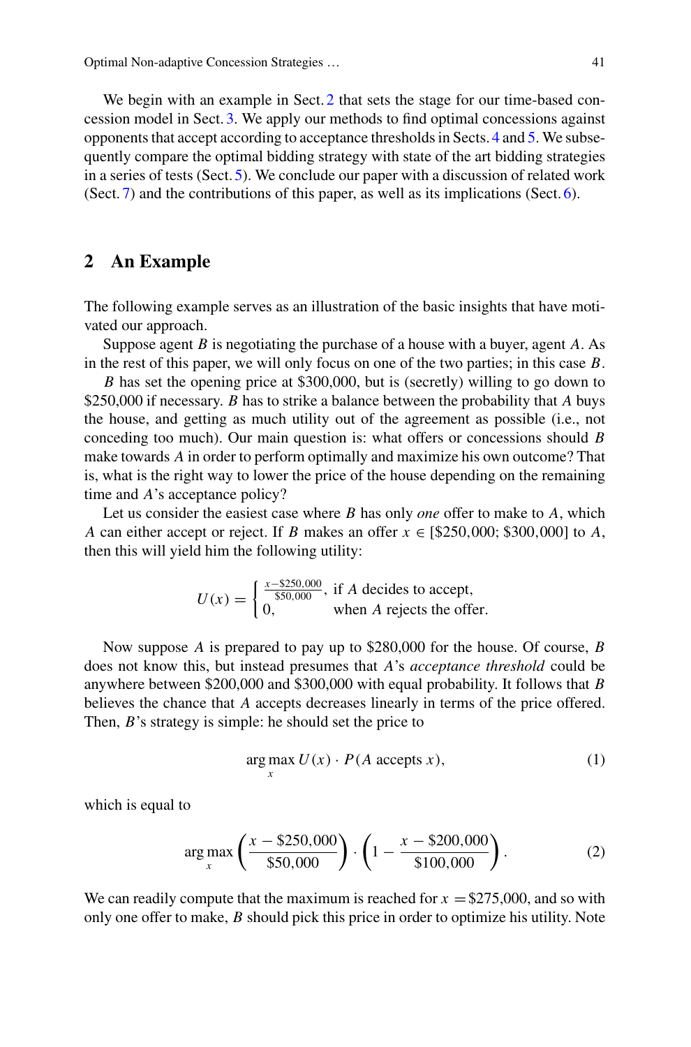We begin with an example in Sect. 2 that sets the stage for our time-based concession model in Sect. 3. We apply our methods to find optimal concessions against opponents that accept according to acceptance thresholds in Sects. 4 and 5. We subsequently compare the optimal bidding strategy with state of the art bidding strategies in a series of tests (Sect. 5). We conclude our paper with a discussion of related work (Sect. 7) and the contributions of this paper, as well as its implications (Sect. 6).

## 2 An Example

The following example serves as an illustration of the basic insights that have motivated our approach.

Suppose agent $B$ is negotiating the purchase of a house with a buyer, agent $A$. As in the rest of this paper, we will only focus on one of the two parties; in this case $B$.

$B$ has set the opening price at \$300,000, but is (secretly) willing to go down to \$250,000 if necessary. $B$ has to strike a balance between the probability that $A$ buys the house, and getting as much utility out of the agreement as possible (i.e., not conceding too much). Our main question is: what offers or concessions should $B$ make towards $A$ in order to perform optimally and maximize his own outcome? That is, what is the right way to lower the price of the house depending on the remaining time and $A$'s acceptance policy?

Let us consider the easiest case where $B$ has only *one* offer to make to $A$, which $A$ can either accept or reject. If $B$ makes an offer $x \in [\$250{,}000; \$300{,}000]$ to $A$, then this will yield him the following utility:

$$U(x) = \begin{cases} \frac{x - \$250{,}000}{\$50{,}000}, & \text{if } A \text{ decides to accept,} \\ 0, & \text{when } A \text{ rejects the offer.} \end{cases}$$

Now suppose $A$ is prepared to pay up to \$280,000 for the house. Of course, $B$ does not know this, but instead presumes that $A$'s *acceptance threshold* could be anywhere between \$200,000 and \$300,000 with equal probability. It follows that $B$ believes the chance that $A$ accepts decreases linearly in terms of the price offered. Then, $B$'s strategy is simple: he should set the price to

$$\arg\max_x U(x) \cdot P(A \text{ accepts } x), \tag{1}$$

which is equal to

$$\arg\max_x \left( \frac{x - \$250{,}000}{\$50{,}000} \right) \cdot \left( 1 - \frac{x - \$200{,}000}{\$100{,}000} \right). \tag{2}$$

We can readily compute that the maximum is reached for $x = \$275{,}000$, and so with only one offer to make, $B$ should pick this price in order to optimize his utility. Note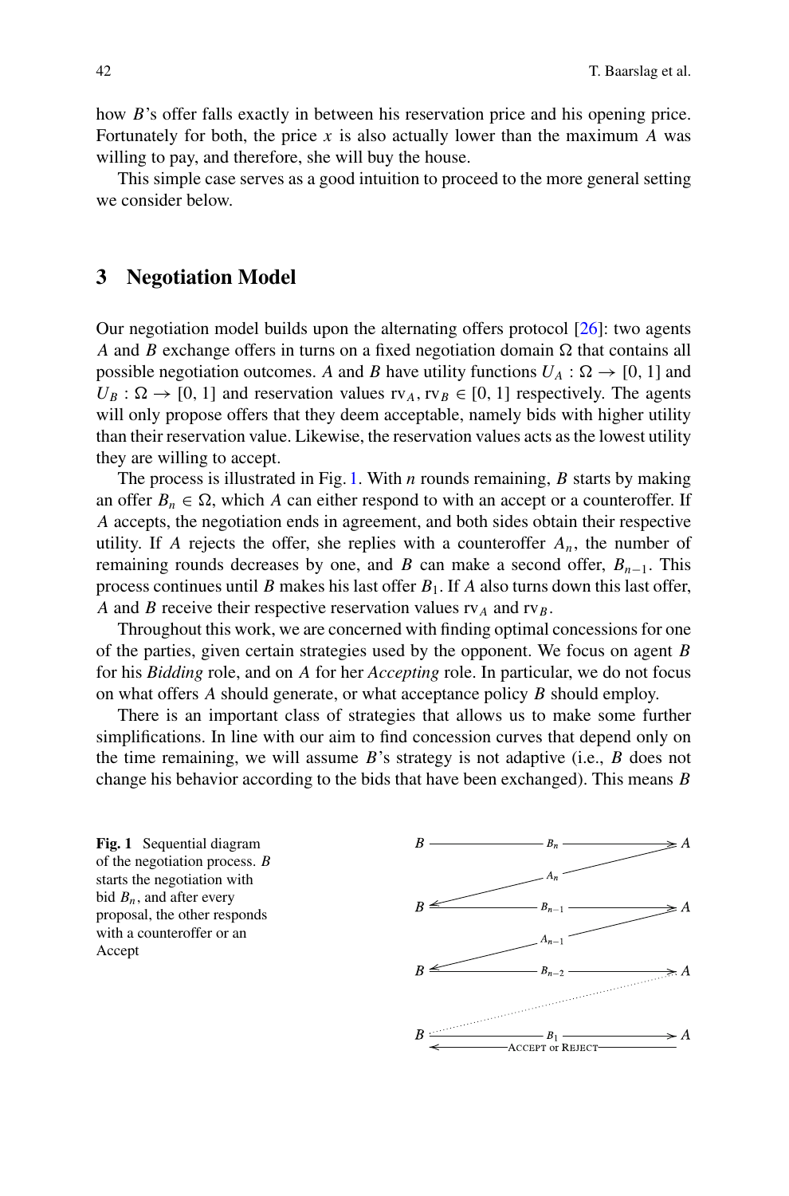how $B$'s offer falls exactly in between his reservation price and his opening price. Fortunately for both, the price $x$ is also actually lower than the maximum $A$ was willing to pay, and therefore, she will buy the house.

This simple case serves as a good intuition to proceed to the more general setting we consider below.

## 3 Negotiation Model

Our negotiation model builds upon the alternating offers protocol [26]: two agents $A$ and $B$ exchange offers in turns on a fixed negotiation domain $\Omega$ that contains all possible negotiation outcomes. $A$ and $B$ have utility functions $U_A : \Omega \to [0, 1]$ and $U_B : \Omega \to [0, 1]$ and reservation values $\text{rv}_A, \text{rv}_B \in [0, 1]$ respectively. The agents will only propose offers that they deem acceptable, namely bids with higher utility than their reservation value. Likewise, the reservation values acts as the lowest utility they are willing to accept.

The process is illustrated in Fig. 1. With $n$ rounds remaining, $B$ starts by making an offer $B_n \in \Omega$, which $A$ can either respond to with an accept or a counteroffer. If $A$ accepts, the negotiation ends in agreement, and both sides obtain their respective utility. If $A$ rejects the offer, she replies with a counteroffer $A_n$, the number of remaining rounds decreases by one, and $B$ can make a second offer, $B_{n-1}$. This process continues until $B$ makes his last offer $B_1$. If $A$ also turns down this last offer, $A$ and $B$ receive their respective reservation values $\text{rv}_A$ and $\text{rv}_B$.

Throughout this work, we are concerned with finding optimal concessions for one of the parties, given certain strategies used by the opponent. We focus on agent $B$ for his *Bidding* role, and on $A$ for her *Accepting* role. In particular, we do not focus on what offers $A$ should generate, or what acceptance policy $B$ should employ.

There is an important class of strategies that allows us to make some further simplifications. In line with our aim to find concession curves that depend only on the time remaining, we will assume $B$'s strategy is not adaptive (i.e., $B$ does not change his behavior according to the bids that have been exchanged). This means $B$

**Fig. 1** Sequential diagram of the negotiation process. $B$ starts the negotiation with bid $B_n$, and after every proposal, the other responds with a counteroffer or an Accept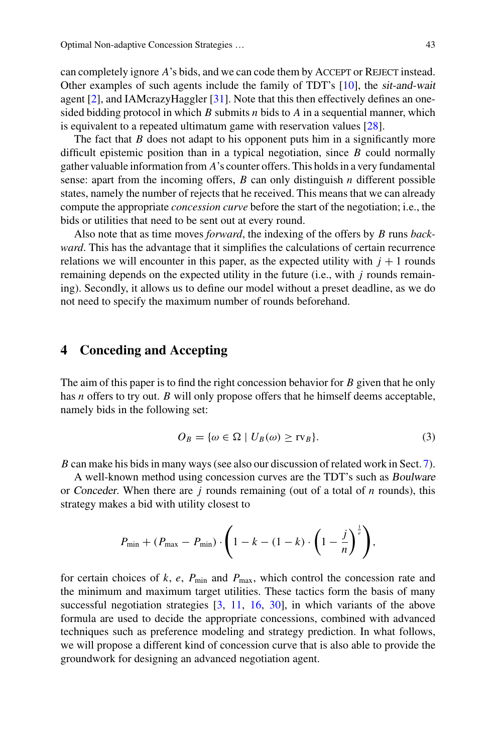can completely ignore $A$'s bids, and we can code them by ACCEPT or REJECT instead. Other examples of such agents include the family of TDT's [10], the *sit-and-wait* agent [2], and IAMcrazyHaggler [31]. Note that this then effectively defines an one-sided bidding protocol in which $B$ submits $n$ bids to $A$ in a sequential manner, which is equivalent to a repeated ultimatum game with reservation values [28].

The fact that $B$ does not adapt to his opponent puts him in a significantly more difficult epistemic position than in a typical negotiation, since $B$ could normally gather valuable information from $A$'s counter offers. This holds in a very fundamental sense: apart from the incoming offers, $B$ can only distinguish $n$ different possible states, namely the number of rejects that he received. This means that we can already compute the appropriate *concession curve* before the start of the negotiation; i.e., the bids or utilities that need to be sent out at every round.

Also note that as time moves *forward*, the indexing of the offers by $B$ runs *backward*. This has the advantage that it simplifies the calculations of certain recurrence relations we will encounter in this paper, as the expected utility with $j + 1$ rounds remaining depends on the expected utility in the future (i.e., with $j$ rounds remaining). Secondly, it allows us to define our model without a preset deadline, as we do not need to specify the maximum number of rounds beforehand.

## 4 Conceding and Accepting

The aim of this paper is to find the right concession behavior for $B$ given that he only has $n$ offers to try out. $B$ will only propose offers that he himself deems acceptable, namely bids in the following set:

$$O_B = \{\omega \in \Omega \mid U_B(\omega) \geq \text{rv}_B\}. \tag{3}$$

$B$ can make his bids in many ways (see also our discussion of related work in Sect. 7).

A well-known method using concession curves are the TDT's such as *Boulware* or *Conceder*. When there are $j$ rounds remaining (out of a total of $n$ rounds), this strategy makes a bid with utility closest to

$$P_{\min} + (P_{\max} - P_{\min}) \cdot \left(1 - k - (1 - k) \cdot \left(1 - \frac{j}{n}\right)^{\frac{1}{e}}\right),$$

for certain choices of $k$, $e$, $P_{\min}$ and $P_{\max}$, which control the concession rate and the minimum and maximum target utilities. These tactics form the basis of many successful negotiation strategies [3, 11, 16, 30], in which variants of the above formula are used to decide the appropriate concessions, combined with advanced techniques such as preference modeling and strategy prediction. In what follows, we will propose a different kind of concession curve that is also able to provide the groundwork for designing an advanced negotiation agent.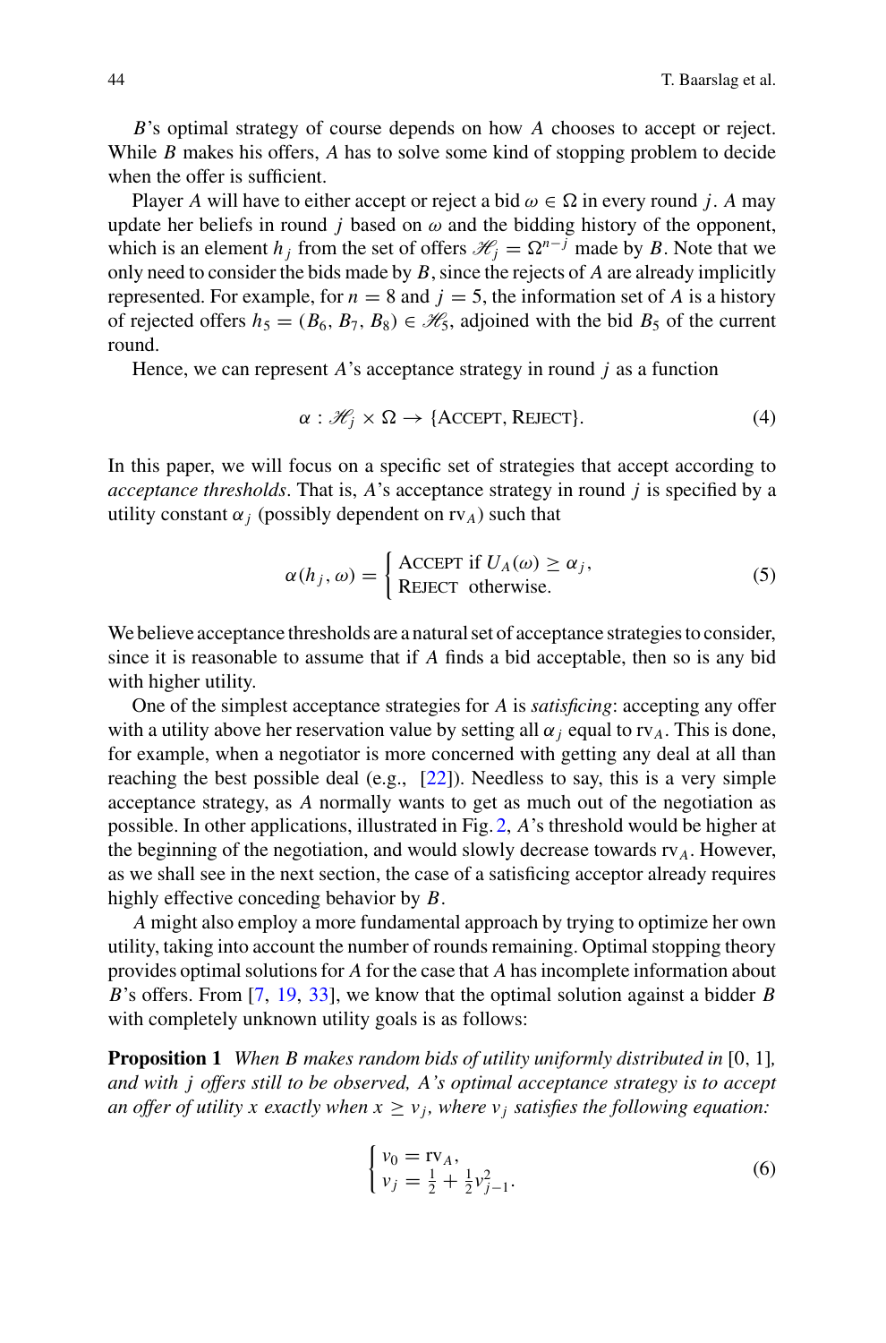$B$'s optimal strategy of course depends on how $A$ chooses to accept or reject. While $B$ makes his offers, $A$ has to solve some kind of stopping problem to decide when the offer is sufficient.

Player $A$ will have to either accept or reject a bid $\omega \in \Omega$ in every round $j$. $A$ may update her beliefs in round $j$ based on $\omega$ and the bidding history of the opponent, which is an element $h_j$ from the set of offers $\mathscr{H}_j = \Omega^{n-j}$ made by $B$. Note that we only need to consider the bids made by $B$, since the rejects of $A$ are already implicitly represented. For example, for $n = 8$ and $j = 5$, the information set of $A$ is a history of rejected offers $h_5 = (B_6, B_7, B_8) \in \mathscr{H}_5$, adjoined with the bid $B_5$ of the current round.

Hence, we can represent $A$'s acceptance strategy in round $j$ as a function

$$\alpha : \mathscr{H}_j \times \Omega \to \{\text{Accept}, \text{Reject}\}. \tag{4}$$

In this paper, we will focus on a specific set of strategies that accept according to *acceptance thresholds*. That is, $A$'s acceptance strategy in round $j$ is specified by a utility constant $\alpha_j$ (possibly dependent on $\text{rv}_A$) such that

$$\alpha(h_j, \omega) = \begin{cases} \text{Accept if } U_A(\omega) \geq \alpha_j, \\ \text{Reject otherwise.} \end{cases} \tag{5}$$

We believe acceptance thresholds are a natural set of acceptance strategies to consider, since it is reasonable to assume that if $A$ finds a bid acceptable, then so is any bid with higher utility.

One of the simplest acceptance strategies for $A$ is *satisficing*: accepting any offer with a utility above her reservation value by setting all $\alpha_j$ equal to $\text{rv}_A$. This is done, for example, when a negotiator is more concerned with getting any deal at all than reaching the best possible deal (e.g., [22]). Needless to say, this is a very simple acceptance strategy, as $A$ normally wants to get as much out of the negotiation as possible. In other applications, illustrated in Fig. 2, $A$'s threshold would be higher at the beginning of the negotiation, and would slowly decrease towards $\text{rv}_A$. However, as we shall see in the next section, the case of a satisficing acceptor already requires highly effective conceding behavior by $B$.

$A$ might also employ a more fundamental approach by trying to optimize her own utility, taking into account the number of rounds remaining. Optimal stopping theory provides optimal solutions for $A$ for the case that $A$ has incomplete information about $B$'s offers. From [7, 19, 33], we know that the optimal solution against a bidder $B$ with completely unknown utility goals is as follows:

**Proposition 1** *When $B$ makes random bids of utility uniformly distributed in* $[0, 1]$*, and with $j$ offers still to be observed, $A$'s optimal acceptance strategy is to accept an offer of utility $x$ exactly when $x \geq v_j$, where $v_j$ satisfies the following equation:*

$$\begin{cases} v_0 = \text{rv}_A, \\ v_j = \frac{1}{2} + \frac{1}{2} v_{j-1}^2. \end{cases} \tag{6}$$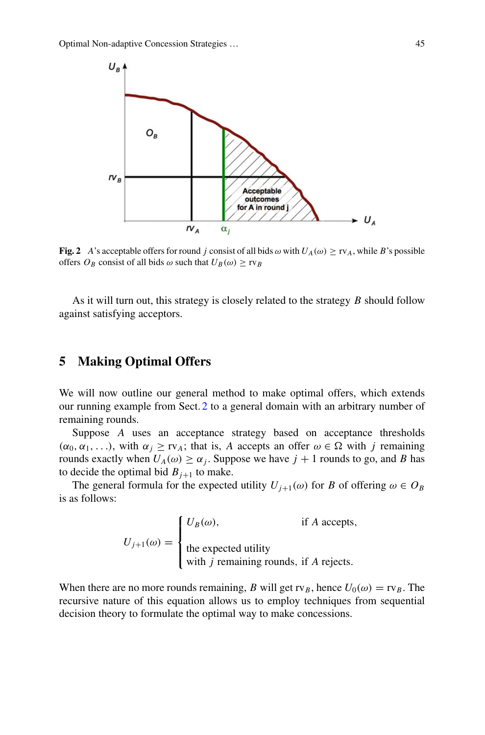**Fig. 2** $A$'s acceptable offers for round $j$ consist of all bids $\omega$ with $U_A(\omega) \geq \mathrm{rv}_A$, while $B$'s possible offers $O_B$ consist of all bids $\omega$ such that $U_B(\omega) \geq \mathrm{rv}_B$

As it will turn out, this strategy is closely related to the strategy $B$ should follow against satisfying acceptors.

## 5 Making Optimal Offers

We will now outline our general method to make optimal offers, which extends our running example from Sect. 2 to a general domain with an arbitrary number of remaining rounds.

Suppose $A$ uses an acceptance strategy based on acceptance thresholds $(\alpha_0, \alpha_1, \ldots)$, with $\alpha_j \geq \mathrm{rv}_A$; that is, $A$ accepts an offer $\omega \in \Omega$ with $j$ remaining rounds exactly when $U_A(\omega) \geq \alpha_j$. Suppose we have $j + 1$ rounds to go, and $B$ has to decide the optimal bid $B_{j+1}$ to make.

The general formula for the expected utility $U_{j+1}(\omega)$ for $B$ of offering $\omega \in O_B$ is as follows:

$$U_{j+1}(\omega) = \begin{cases} U_B(\omega), & \text{if } A \text{ accepts,} \\ \text{the expected utility} & \\ \text{with } j \text{ remaining rounds,} & \text{if } A \text{ rejects.} \end{cases}$$

When there are no more rounds remaining, $B$ will get $\mathrm{rv}_B$, hence $U_0(\omega) = \mathrm{rv}_B$. The recursive nature of this equation allows us to employ techniques from sequential decision theory to formulate the optimal way to make concessions.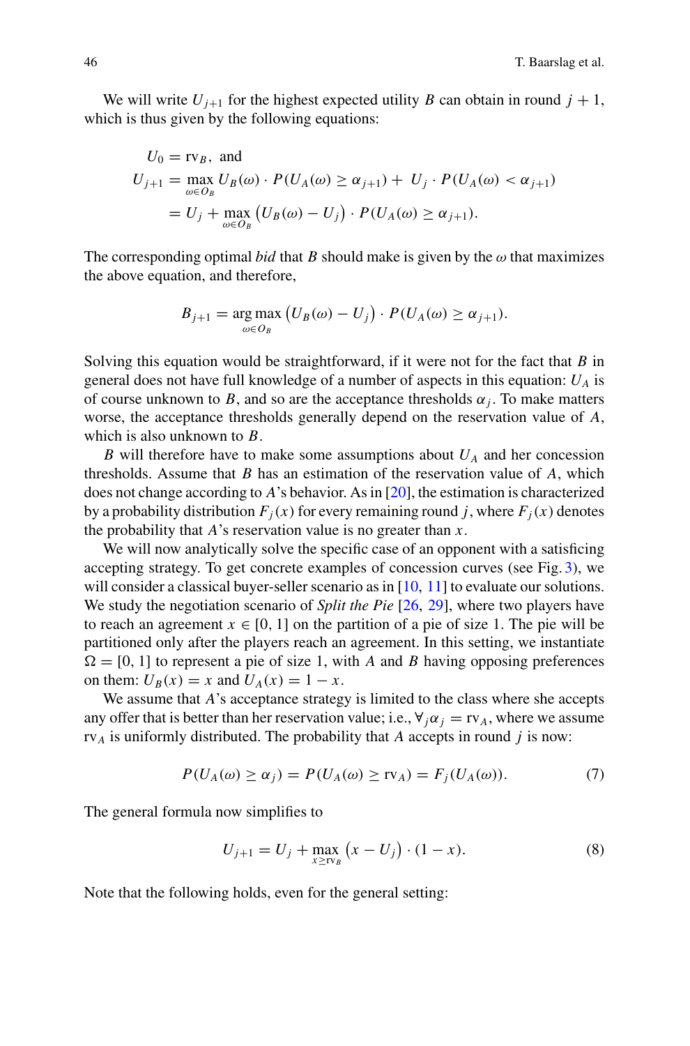We will write $U_{j+1}$ for the highest expected utility $B$ can obtain in round $j+1$, which is thus given by the following equations:

$$
\begin{aligned}
U_0 &= \text{rv}_B, \text{ and} \\
U_{j+1} &= \max_{\omega \in O_B} U_B(\omega) \cdot P(U_A(\omega) \geq \alpha_{j+1}) + U_j \cdot P(U_A(\omega) < \alpha_{j+1}) \\
&= U_j + \max_{\omega \in O_B} \left(U_B(\omega) - U_j\right) \cdot P(U_A(\omega) \geq \alpha_{j+1}).
\end{aligned}
$$

The corresponding optimal *bid* that $B$ should make is given by the $\omega$ that maximizes the above equation, and therefore,

$$
B_{j+1} = \arg\max_{\omega \in O_B} \left(U_B(\omega) - U_j\right) \cdot P(U_A(\omega) \geq \alpha_{j+1}).
$$

Solving this equation would be straightforward, if it were not for the fact that $B$ in general does not have full knowledge of a number of aspects in this equation: $U_A$ is of course unknown to $B$, and so are the acceptance thresholds $\alpha_j$. To make matters worse, the acceptance thresholds generally depend on the reservation value of $A$, which is also unknown to $B$.

$B$ will therefore have to make some assumptions about $U_A$ and her concession thresholds. Assume that $B$ has an estimation of the reservation value of $A$, which does not change according to $A$'s behavior. As in [20], the estimation is characterized by a probability distribution $F_j(x)$ for every remaining round $j$, where $F_j(x)$ denotes the probability that $A$'s reservation value is no greater than $x$.

We will now analytically solve the specific case of an opponent with a satisficing accepting strategy. To get concrete examples of concession curves (see Fig. 3), we will consider a classical buyer-seller scenario as in [10, 11] to evaluate our solutions. We study the negotiation scenario of *Split the Pie* [26, 29], where two players have to reach an agreement $x \in [0, 1]$ on the partition of a pie of size 1. The pie will be partitioned only after the players reach an agreement. In this setting, we instantiate $\Omega = [0, 1]$ to represent a pie of size 1, with $A$ and $B$ having opposing preferences on them: $U_B(x) = x$ and $U_A(x) = 1 - x$.

We assume that $A$'s acceptance strategy is limited to the class where she accepts any offer that is better than her reservation value; i.e., $\forall_j \alpha_j = \text{rv}_A$, where we assume $\text{rv}_A$ is uniformly distributed. The probability that $A$ accepts in round $j$ is now:

$$
P(U_A(\omega) \geq \alpha_j) = P(U_A(\omega) \geq \text{rv}_A) = F_j(U_A(\omega)). \tag{7}
$$

The general formula now simplifies to

$$
U_{j+1} = U_j + \max_{x \geq \text{rv}_B} \left(x - U_j\right) \cdot (1 - x). \tag{8}
$$

Note that the following holds, even for the general setting: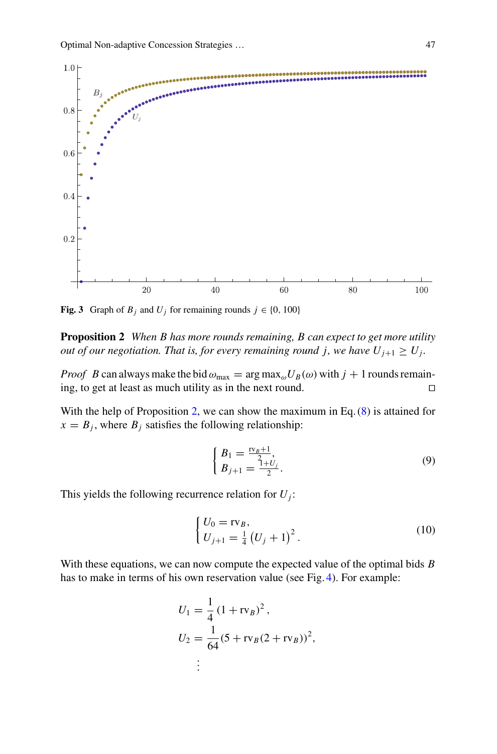**Fig. 3** Graph of $B_j$ and $U_j$ for remaining rounds $j \in \{0, 100\}$

**Proposition 2** *When B has more rounds remaining, B can expect to get more utility out of our negotiation. That is, for every remaining round j, we have* $U_{j+1} \geq U_j$.

*Proof* $B$ can always make the bid $\omega_{\max} = \arg\max_\omega U_B(\omega)$ with $j+1$ rounds remaining, to get at least as much utility as in the next round. □

With the help of Proposition 2, we can show the maximum in Eq. (8) is attained for $x = B_j$, where $B_j$ satisfies the following relationship:

$$\begin{cases} B_1 = \frac{\mathrm{rv}_B + 1}{2}, \\ B_{j+1} = \frac{1+U_j}{2}. \end{cases} \tag{9}$$

This yields the following recurrence relation for $U_j$:

$$\begin{cases} U_0 = \mathrm{rv}_B, \\ U_{j+1} = \frac{1}{4}\left(U_j + 1\right)^2. \end{cases} \tag{10}$$

With these equations, we can now compute the expected value of the optimal bids $B$ has to make in terms of his own reservation value (see Fig. 4). For example:

$$U_1 = \frac{1}{4}\left(1 + \mathrm{rv}_B\right)^2,$$
$$U_2 = \frac{1}{64}(5 + \mathrm{rv}_B(2 + \mathrm{rv}_B))^2,$$
$$\vdots$$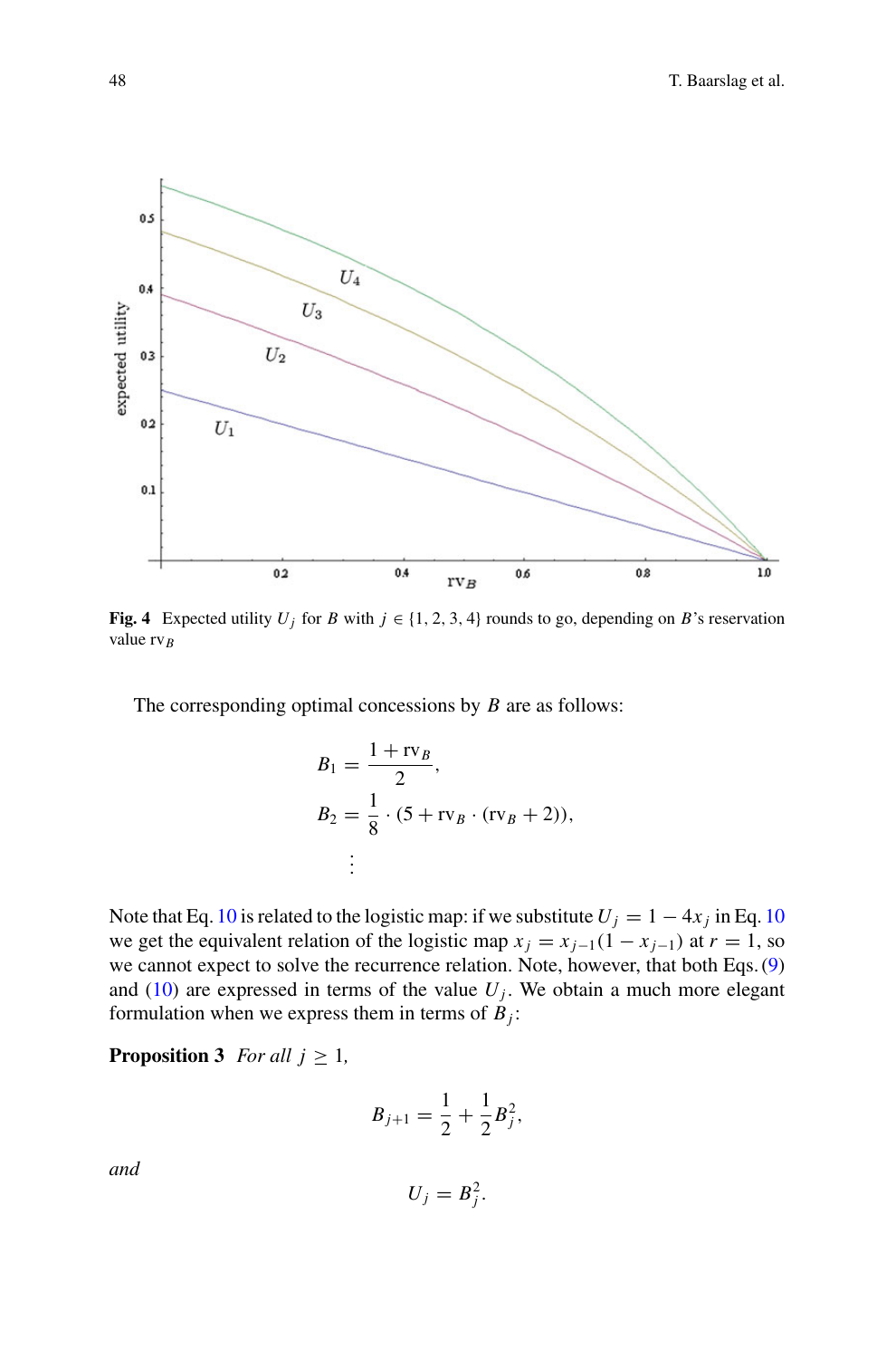Fig. 4 Expected utility $U_j$ for $B$ with $j \in \{1, 2, 3, 4\}$ rounds to go, depending on $B$'s reservation value $\text{rv}_B$

The corresponding optimal concessions by $B$ are as follows:

$$B_1 = \frac{1 + \text{rv}_B}{2},$$

$$B_2 = \frac{1}{8} \cdot (5 + \text{rv}_B \cdot (\text{rv}_B + 2)),$$

$$\vdots$$

Note that Eq. 10 is related to the logistic map: if we substitute $U_j = 1 - 4x_j$ in Eq. 10 we get the equivalent relation of the logistic map $x_j = x_{j-1}(1 - x_{j-1})$ at $r = 1$, so we cannot expect to solve the recurrence relation. Note, however, that both Eqs. (9) and (10) are expressed in terms of the value $U_j$. We obtain a much more elegant formulation when we express them in terms of $B_j$:

**Proposition 3** *For all* $j \geq 1$,

$$B_{j+1} = \frac{1}{2} + \frac{1}{2} B_j^2,$$

*and*

$$U_j = B_j^2.$$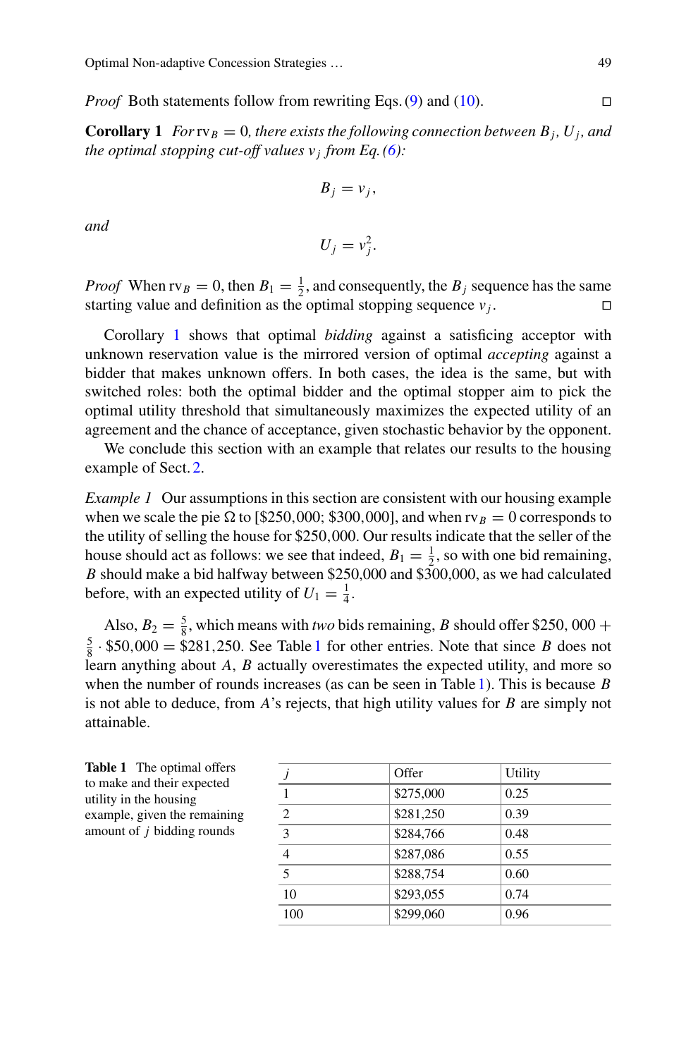*Proof* Both statements follow from rewriting Eqs. (9) and (10). □

**Corollary 1** *For* $\text{rv}_B = 0$*, there exists the following connection between* $B_j$*,* $U_j$*, and the optimal stopping cut-off values* $v_j$ *from Eq. (6):*

$$B_j = v_j,$$

*and*

$$U_j = v_j^2.$$

*Proof* When $\text{rv}_B = 0$, then $B_1 = \frac{1}{2}$, and consequently, the $B_j$ sequence has the same starting value and definition as the optimal stopping sequence $v_j$. □

Corollary 1 shows that optimal *bidding* against a satisficing acceptor with unknown reservation value is the mirrored version of optimal *accepting* against a bidder that makes unknown offers. In both cases, the idea is the same, but with switched roles: both the optimal bidder and the optimal stopper aim to pick the optimal utility threshold that simultaneously maximizes the expected utility of an agreement and the chance of acceptance, given stochastic behavior by the opponent.

We conclude this section with an example that relates our results to the housing example of Sect. 2.

*Example 1* Our assumptions in this section are consistent with our housing example when we scale the pie Ω to [\$250,000; \$300,000], and when $\text{rv}_B = 0$ corresponds to the utility of selling the house for \$250,000. Our results indicate that the seller of the house should act as follows: we see that indeed, $B_1 = \frac{1}{2}$, so with one bid remaining, $B$ should make a bid halfway between \$250,000 and \$300,000, as we had calculated before, with an expected utility of $U_1 = \frac{1}{4}$.

Also, $B_2 = \frac{5}{8}$, which means with *two* bids remaining, $B$ should offer $\$250,000 + \frac{5}{8} \cdot \$50,000 = \$281,250$. See Table 1 for other entries. Note that since $B$ does not learn anything about $A$, $B$ actually overestimates the expected utility, and more so when the number of rounds increases (as can be seen in Table 1). This is because $B$ is not able to deduce, from $A$'s rejects, that high utility values for $B$ are simply not attainable.

**Table 1** The optimal offers to make and their expected utility in the housing example, given the remaining amount of $j$ bidding rounds

| $j$ | Offer | Utility |
|---|---|---|
| 1 | \$275,000 | 0.25 |
| 2 | \$281,250 | 0.39 |
| 3 | \$284,766 | 0.48 |
| 4 | \$287,086 | 0.55 |
| 5 | \$288,754 | 0.60 |
| 10 | \$293,055 | 0.74 |
| 100 | \$299,060 | 0.96 |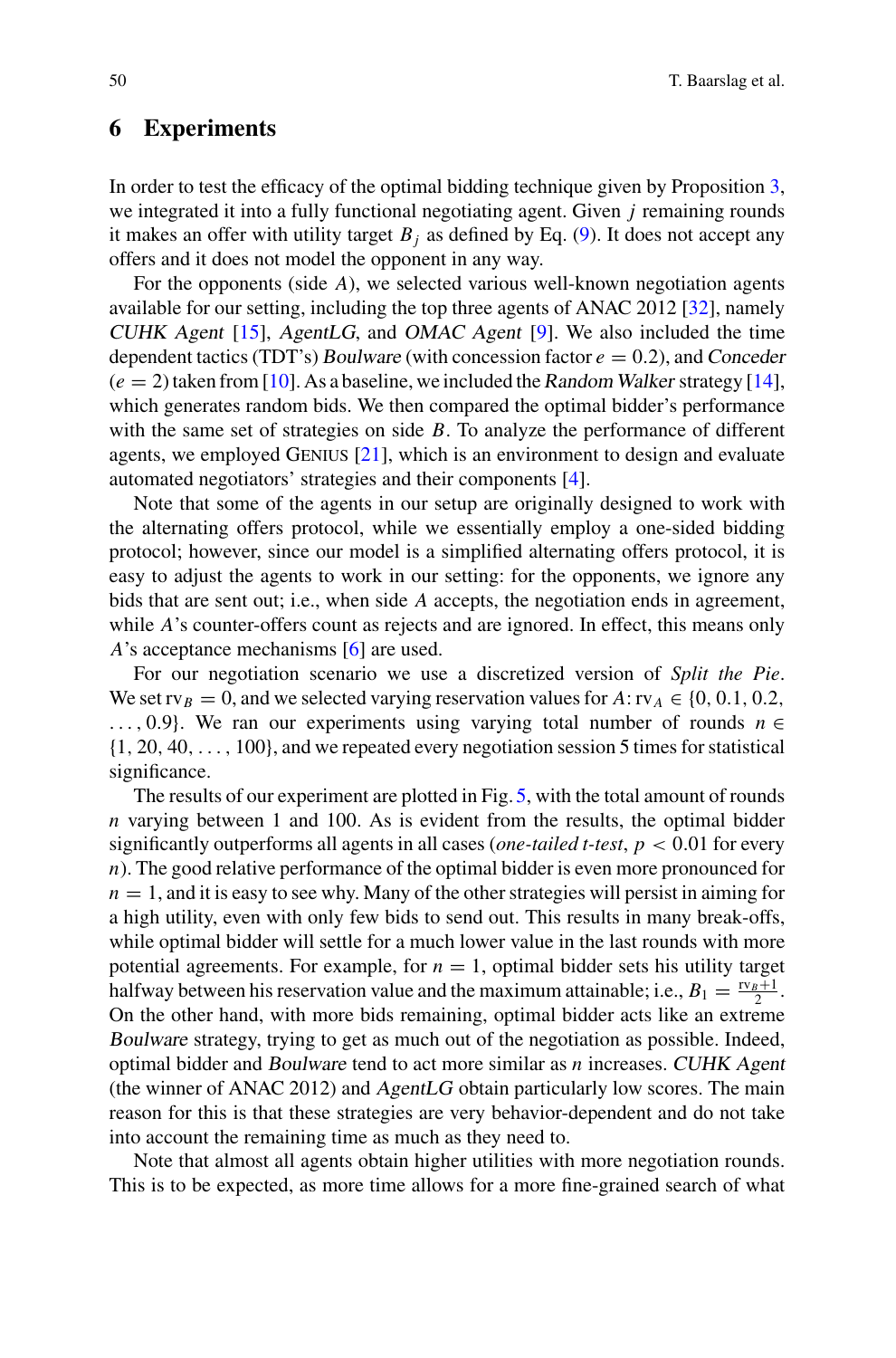## 6 Experiments

In order to test the efficacy of the optimal bidding technique given by Proposition 3, we integrated it into a fully functional negotiating agent. Given $j$ remaining rounds it makes an offer with utility target $B_j$ as defined by Eq. (9). It does not accept any offers and it does not model the opponent in any way.

For the opponents (side $A$), we selected various well-known negotiation agents available for our setting, including the top three agents of ANAC 2012 [32], namely *CUHK Agent* [15], *AgentLG*, and *OMAC Agent* [9]. We also included the time dependent tactics (TDT's) *Boulware* (with concession factor $e = 0.2$), and *Conceder* ($e = 2$) taken from [10]. As a baseline, we included the *Random Walker* strategy [14], which generates random bids. We then compared the optimal bidder's performance with the same set of strategies on side $B$. To analyze the performance of different agents, we employed Genius [21], which is an environment to design and evaluate automated negotiators' strategies and their components [4].

Note that some of the agents in our setup are originally designed to work with the alternating offers protocol, while we essentially employ a one-sided bidding protocol; however, since our model is a simplified alternating offers protocol, it is easy to adjust the agents to work in our setting: for the opponents, we ignore any bids that are sent out; i.e., when side $A$ accepts, the negotiation ends in agreement, while $A$'s counter-offers count as rejects and are ignored. In effect, this means only $A$'s acceptance mechanisms [6] are used.

For our negotiation scenario we use a discretized version of *Split the Pie*. We set $\mathrm{rv}_B = 0$, and we selected varying reservation values for $A$: $\mathrm{rv}_A \in \{0, 0.1, 0.2, \ldots, 0.9\}$. We ran our experiments using varying total number of rounds $n \in \{1, 20, 40, \ldots, 100\}$, and we repeated every negotiation session 5 times for statistical significance.

The results of our experiment are plotted in Fig. 5, with the total amount of rounds $n$ varying between 1 and 100. As is evident from the results, the optimal bidder significantly outperforms all agents in all cases (*one-tailed t-test*, $p < 0.01$ for every $n$). The good relative performance of the optimal bidder is even more pronounced for $n = 1$, and it is easy to see why. Many of the other strategies will persist in aiming for a high utility, even with only few bids to send out. This results in many break-offs, while optimal bidder will settle for a much lower value in the last rounds with more potential agreements. For example, for $n = 1$, optimal bidder sets his utility target halfway between his reservation value and the maximum attainable; i.e., $B_1 = \frac{\mathrm{rv}_B + 1}{2}$. On the other hand, with more bids remaining, optimal bidder acts like an extreme *Boulware* strategy, trying to get as much out of the negotiation as possible. Indeed, optimal bidder and *Boulware* tend to act more similar as $n$ increases. *CUHK Agent* (the winner of ANAC 2012) and *AgentLG* obtain particularly low scores. The main reason for this is that these strategies are very behavior-dependent and do not take into account the remaining time as much as they need to.

Note that almost all agents obtain higher utilities with more negotiation rounds. This is to be expected, as more time allows for a more fine-grained search of what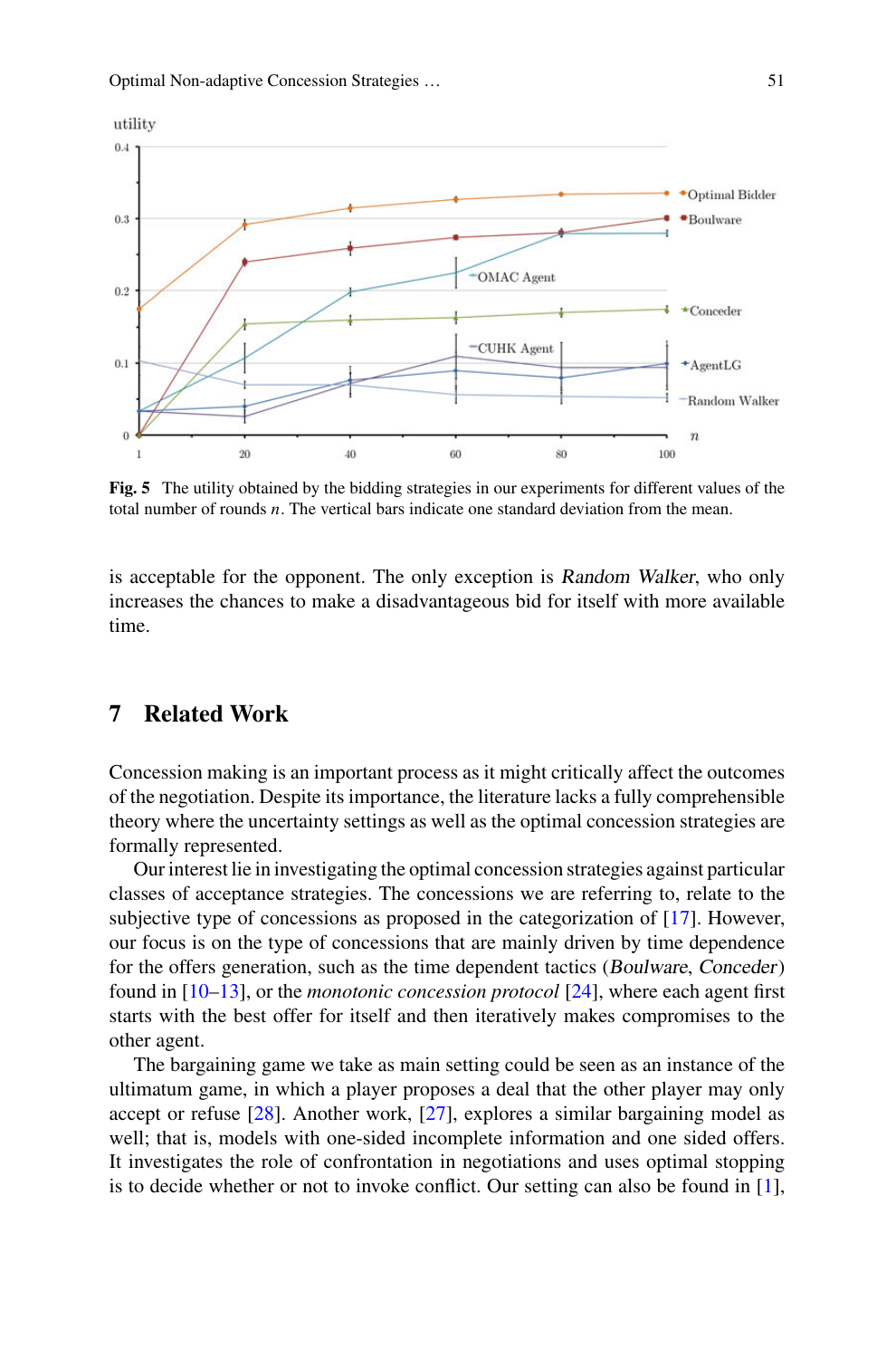Fig. 5 The utility obtained by the bidding strategies in our experiments for different values of the total number of rounds $n$. The vertical bars indicate one standard deviation from the mean.

is acceptable for the opponent. The only exception is *Random Walker*, who only increases the chances to make a disadvantageous bid for itself with more available time.

## 7 Related Work

Concession making is an important process as it might critically affect the outcomes of the negotiation. Despite its importance, the literature lacks a fully comprehensible theory where the uncertainty settings as well as the optimal concession strategies are formally represented.

Our interest lie in investigating the optimal concession strategies against particular classes of acceptance strategies. The concessions we are referring to, relate to the subjective type of concessions as proposed in the categorization of [17]. However, our focus is on the type of concessions that are mainly driven by time dependence for the offers generation, such as the time dependent tactics (*Boulware*, *Conceder*) found in [10–13], or the *monotonic concession protocol* [24], where each agent first starts with the best offer for itself and then iteratively makes compromises to the other agent.

The bargaining game we take as main setting could be seen as an instance of the ultimatum game, in which a player proposes a deal that the other player may only accept or refuse [28]. Another work, [27], explores a similar bargaining model as well; that is, models with one-sided incomplete information and one sided offers. It investigates the role of confrontation in negotiations and uses optimal stopping is to decide whether or not to invoke conflict. Our setting can also be found in [1],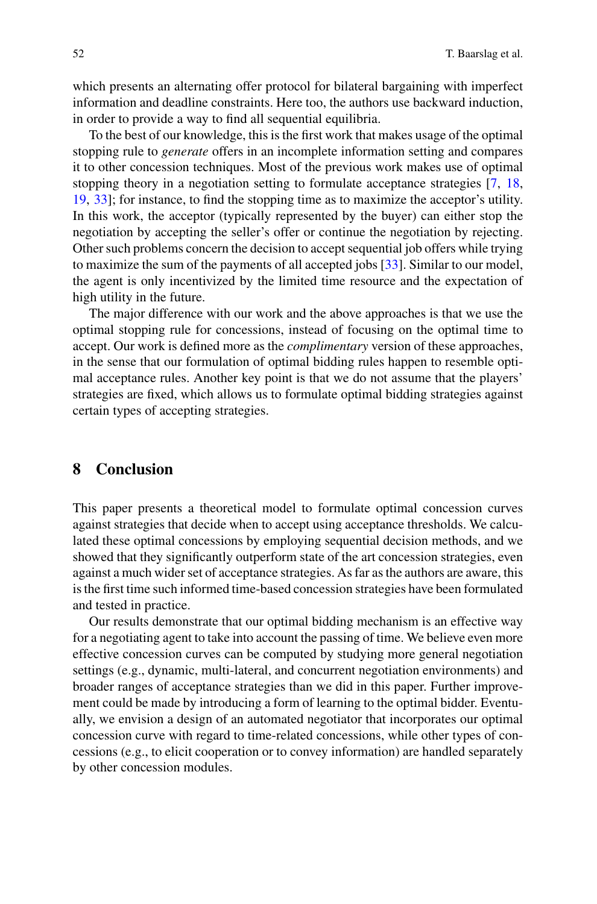which presents an alternating offer protocol for bilateral bargaining with imperfect information and deadline constraints. Here too, the authors use backward induction, in order to provide a way to find all sequential equilibria.

To the best of our knowledge, this is the first work that makes usage of the optimal stopping rule to *generate* offers in an incomplete information setting and compares it to other concession techniques. Most of the previous work makes use of optimal stopping theory in a negotiation setting to formulate acceptance strategies [7, 18, 19, 33]; for instance, to find the stopping time as to maximize the acceptor's utility. In this work, the acceptor (typically represented by the buyer) can either stop the negotiation by accepting the seller's offer or continue the negotiation by rejecting. Other such problems concern the decision to accept sequential job offers while trying to maximize the sum of the payments of all accepted jobs [33]. Similar to our model, the agent is only incentivized by the limited time resource and the expectation of high utility in the future.

The major difference with our work and the above approaches is that we use the optimal stopping rule for concessions, instead of focusing on the optimal time to accept. Our work is defined more as the *complimentary* version of these approaches, in the sense that our formulation of optimal bidding rules happen to resemble optimal acceptance rules. Another key point is that we do not assume that the players' strategies are fixed, which allows us to formulate optimal bidding strategies against certain types of accepting strategies.

## 8 Conclusion

This paper presents a theoretical model to formulate optimal concession curves against strategies that decide when to accept using acceptance thresholds. We calculated these optimal concessions by employing sequential decision methods, and we showed that they significantly outperform state of the art concession strategies, even against a much wider set of acceptance strategies. As far as the authors are aware, this is the first time such informed time-based concession strategies have been formulated and tested in practice.

Our results demonstrate that our optimal bidding mechanism is an effective way for a negotiating agent to take into account the passing of time. We believe even more effective concession curves can be computed by studying more general negotiation settings (e.g., dynamic, multi-lateral, and concurrent negotiation environments) and broader ranges of acceptance strategies than we did in this paper. Further improvement could be made by introducing a form of learning to the optimal bidder. Eventually, we envision a design of an automated negotiator that incorporates our optimal concession curve with regard to time-related concessions, while other types of concessions (e.g., to elicit cooperation or to convey information) are handled separately by other concession modules.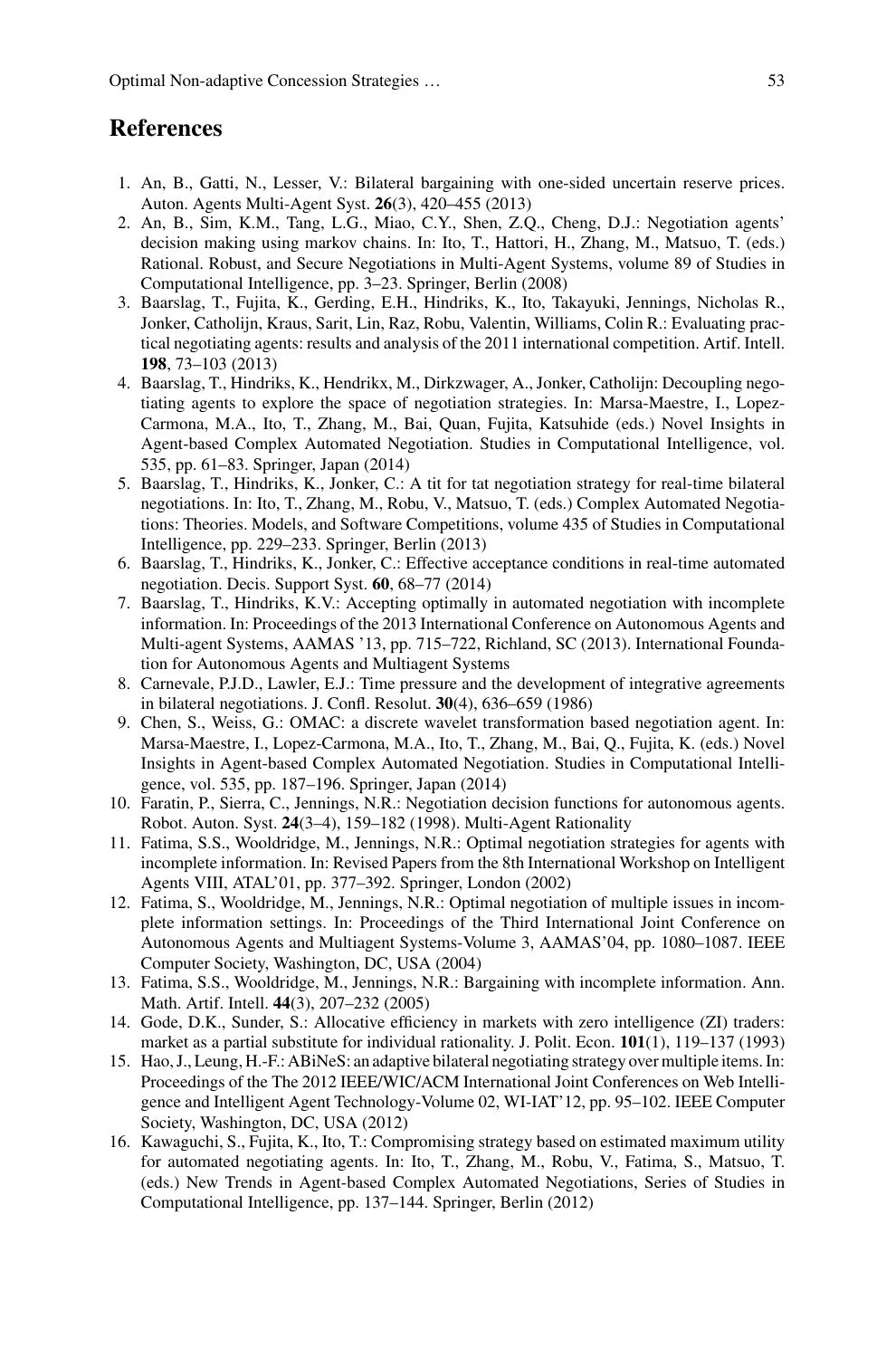## References

1. An, B., Gatti, N., Lesser, V.: Bilateral bargaining with one-sided uncertain reserve prices. Auton. Agents Multi-Agent Syst. **26**(3), 420–455 (2013)
2. An, B., Sim, K.M., Tang, L.G., Miao, C.Y., Shen, Z.Q., Cheng, D.J.: Negotiation agents' decision making using markov chains. In: Ito, T., Hattori, H., Zhang, M., Matsuo, T. (eds.) Rational. Robust, and Secure Negotiations in Multi-Agent Systems, volume 89 of Studies in Computational Intelligence, pp. 3–23. Springer, Berlin (2008)
3. Baarslag, T., Fujita, K., Gerding, E.H., Hindriks, K., Ito, Takayuki, Jennings, Nicholas R., Jonker, Catholijn, Kraus, Sarit, Lin, Raz, Robu, Valentin, Williams, Colin R.: Evaluating practical negotiating agents: results and analysis of the 2011 international competition. Artif. Intell. **198**, 73–103 (2013)
4. Baarslag, T., Hindriks, K., Hendrikx, M., Dirkzwager, A., Jonker, Catholijn: Decoupling negotiating agents to explore the space of negotiation strategies. In: Marsa-Maestre, I., Lopez-Carmona, M.A., Ito, T., Zhang, M., Bai, Quan, Fujita, Katsuhide (eds.) Novel Insights in Agent-based Complex Automated Negotiation. Studies in Computational Intelligence, vol. 535, pp. 61–83. Springer, Japan (2014)
5. Baarslag, T., Hindriks, K., Jonker, C.: A tit for tat negotiation strategy for real-time bilateral negotiations. In: Ito, T., Zhang, M., Robu, V., Matsuo, T. (eds.) Complex Automated Negotiations: Theories. Models, and Software Competitions, volume 435 of Studies in Computational Intelligence, pp. 229–233. Springer, Berlin (2013)
6. Baarslag, T., Hindriks, K., Jonker, C.: Effective acceptance conditions in real-time automated negotiation. Decis. Support Syst. **60**, 68–77 (2014)
7. Baarslag, T., Hindriks, K.V.: Accepting optimally in automated negotiation with incomplete information. In: Proceedings of the 2013 International Conference on Autonomous Agents and Multi-agent Systems, AAMAS '13, pp. 715–722, Richland, SC (2013). International Foundation for Autonomous Agents and Multiagent Systems
8. Carnevale, P.J.D., Lawler, E.J.: Time pressure and the development of integrative agreements in bilateral negotiations. J. Confl. Resolut. **30**(4), 636–659 (1986)
9. Chen, S., Weiss, G.: OMAC: a discrete wavelet transformation based negotiation agent. In: Marsa-Maestre, I., Lopez-Carmona, M.A., Ito, T., Zhang, M., Bai, Q., Fujita, K. (eds.) Novel Insights in Agent-based Complex Automated Negotiation. Studies in Computational Intelligence, vol. 535, pp. 187–196. Springer, Japan (2014)
10. Faratin, P., Sierra, C., Jennings, N.R.: Negotiation decision functions for autonomous agents. Robot. Auton. Syst. **24**(3–4), 159–182 (1998). Multi-Agent Rationality
11. Fatima, S.S., Wooldridge, M., Jennings, N.R.: Optimal negotiation strategies for agents with incomplete information. In: Revised Papers from the 8th International Workshop on Intelligent Agents VIII, ATAL'01, pp. 377–392. Springer, London (2002)
12. Fatima, S., Wooldridge, M., Jennings, N.R.: Optimal negotiation of multiple issues in incomplete information settings. In: Proceedings of the Third International Joint Conference on Autonomous Agents and Multiagent Systems-Volume 3, AAMAS'04, pp. 1080–1087. IEEE Computer Society, Washington, DC, USA (2004)
13. Fatima, S.S., Wooldridge, M., Jennings, N.R.: Bargaining with incomplete information. Ann. Math. Artif. Intell. **44**(3), 207–232 (2005)
14. Gode, D.K., Sunder, S.: Allocative efficiency in markets with zero intelligence (ZI) traders: market as a partial substitute for individual rationality. J. Polit. Econ. **101**(1), 119–137 (1993)
15. Hao, J., Leung, H.-F.: ABiNeS: an adaptive bilateral negotiating strategy over multiple items. In: Proceedings of the The 2012 IEEE/WIC/ACM International Joint Conferences on Web Intelligence and Intelligent Agent Technology-Volume 02, WI-IAT'12, pp. 95–102. IEEE Computer Society, Washington, DC, USA (2012)
16. Kawaguchi, S., Fujita, K., Ito, T.: Compromising strategy based on estimated maximum utility for automated negotiating agents. In: Ito, T., Zhang, M., Robu, V., Fatima, S., Matsuo, T. (eds.) New Trends in Agent-based Complex Automated Negotiations, Series of Studies in Computational Intelligence, pp. 137–144. Springer, Berlin (2012)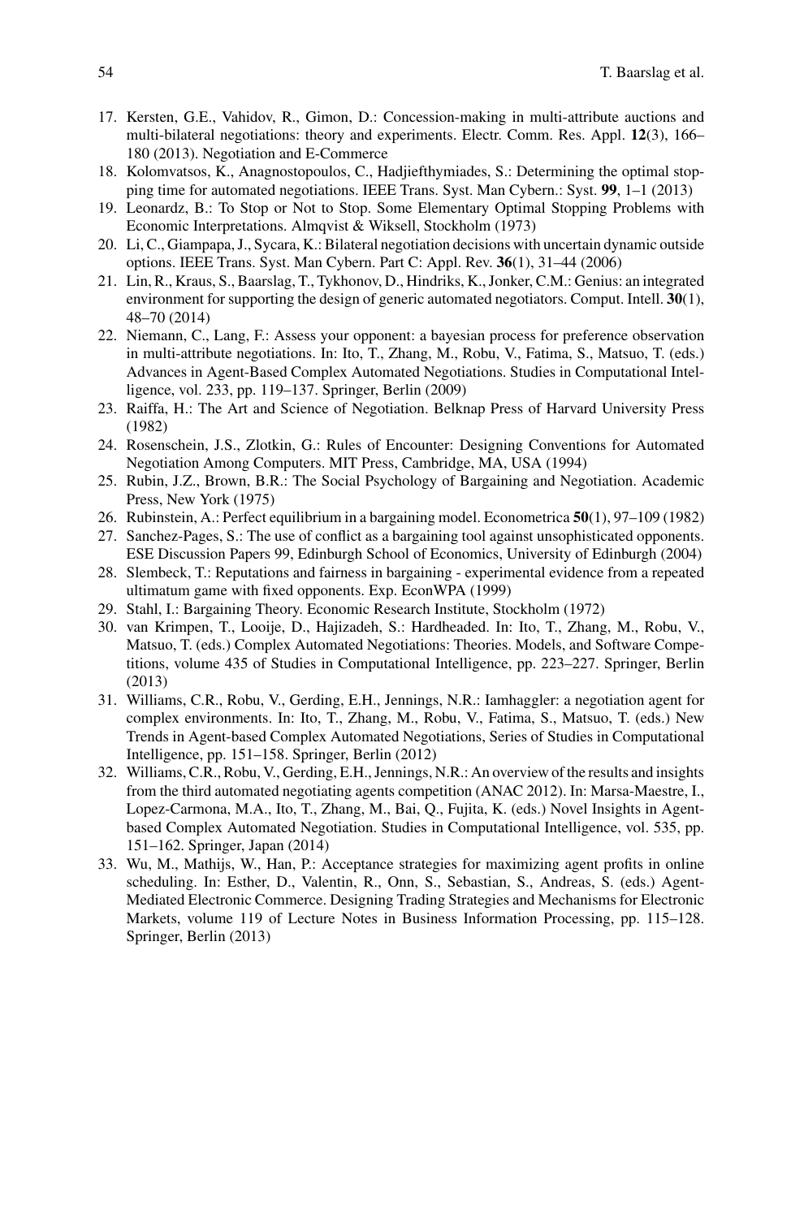17. Kersten, G.E., Vahidov, R., Gimon, D.: Concession-making in multi-attribute auctions and multi-bilateral negotiations: theory and experiments. Electr. Comm. Res. Appl. **12**(3), 166–180 (2013). Negotiation and E-Commerce
18. Kolomvatsos, K., Anagnostopoulos, C., Hadjiefthymiades, S.: Determining the optimal stopping time for automated negotiations. IEEE Trans. Syst. Man Cybern.: Syst. **99**, 1–1 (2013)
19. Leonardz, B.: To Stop or Not to Stop. Some Elementary Optimal Stopping Problems with Economic Interpretations. Almqvist & Wiksell, Stockholm (1973)
20. Li, C., Giampapa, J., Sycara, K.: Bilateral negotiation decisions with uncertain dynamic outside options. IEEE Trans. Syst. Man Cybern. Part C: Appl. Rev. **36**(1), 31–44 (2006)
21. Lin, R., Kraus, S., Baarslag, T., Tykhonov, D., Hindriks, K., Jonker, C.M.: Genius: an integrated environment for supporting the design of generic automated negotiators. Comput. Intell. **30**(1), 48–70 (2014)
22. Niemann, C., Lang, F.: Assess your opponent: a bayesian process for preference observation in multi-attribute negotiations. In: Ito, T., Zhang, M., Robu, V., Fatima, S., Matsuo, T. (eds.) Advances in Agent-Based Complex Automated Negotiations. Studies in Computational Intelligence, vol. 233, pp. 119–137. Springer, Berlin (2009)
23. Raiffa, H.: The Art and Science of Negotiation. Belknap Press of Harvard University Press (1982)
24. Rosenschein, J.S., Zlotkin, G.: Rules of Encounter: Designing Conventions for Automated Negotiation Among Computers. MIT Press, Cambridge, MA, USA (1994)
25. Rubin, J.Z., Brown, B.R.: The Social Psychology of Bargaining and Negotiation. Academic Press, New York (1975)
26. Rubinstein, A.: Perfect equilibrium in a bargaining model. Econometrica **50**(1), 97–109 (1982)
27. Sanchez-Pages, S.: The use of conflict as a bargaining tool against unsophisticated opponents. ESE Discussion Papers 99, Edinburgh School of Economics, University of Edinburgh (2004)
28. Slembeck, T.: Reputations and fairness in bargaining - experimental evidence from a repeated ultimatum game with fixed opponents. Exp. EconWPA (1999)
29. Stahl, I.: Bargaining Theory. Economic Research Institute, Stockholm (1972)
30. van Krimpen, T., Looije, D., Hajizadeh, S.: Hardheaded. In: Ito, T., Zhang, M., Robu, V., Matsuo, T. (eds.) Complex Automated Negotiations: Theories. Models, and Software Competitions, volume 435 of Studies in Computational Intelligence, pp. 223–227. Springer, Berlin (2013)
31. Williams, C.R., Robu, V., Gerding, E.H., Jennings, N.R.: Iamhaggler: a negotiation agent for complex environments. In: Ito, T., Zhang, M., Robu, V., Fatima, S., Matsuo, T. (eds.) New Trends in Agent-based Complex Automated Negotiations, Series of Studies in Computational Intelligence, pp. 151–158. Springer, Berlin (2012)
32. Williams, C.R., Robu, V., Gerding, E.H., Jennings, N.R.: An overview of the results and insights from the third automated negotiating agents competition (ANAC 2012). In: Marsa-Maestre, I., Lopez-Carmona, M.A., Ito, T., Zhang, M., Bai, Q., Fujita, K. (eds.) Novel Insights in Agent-based Complex Automated Negotiation. Studies in Computational Intelligence, vol. 535, pp. 151–162. Springer, Japan (2014)
33. Wu, M., Mathijs, W., Han, P.: Acceptance strategies for maximizing agent profits in online scheduling. In: Esther, D., Valentin, R., Onn, S., Sebastian, S., Andreas, S. (eds.) Agent-Mediated Electronic Commerce. Designing Trading Strategies and Mechanisms for Electronic Markets, volume 119 of Lecture Notes in Business Information Processing, pp. 115–128. Springer, Berlin (2013)